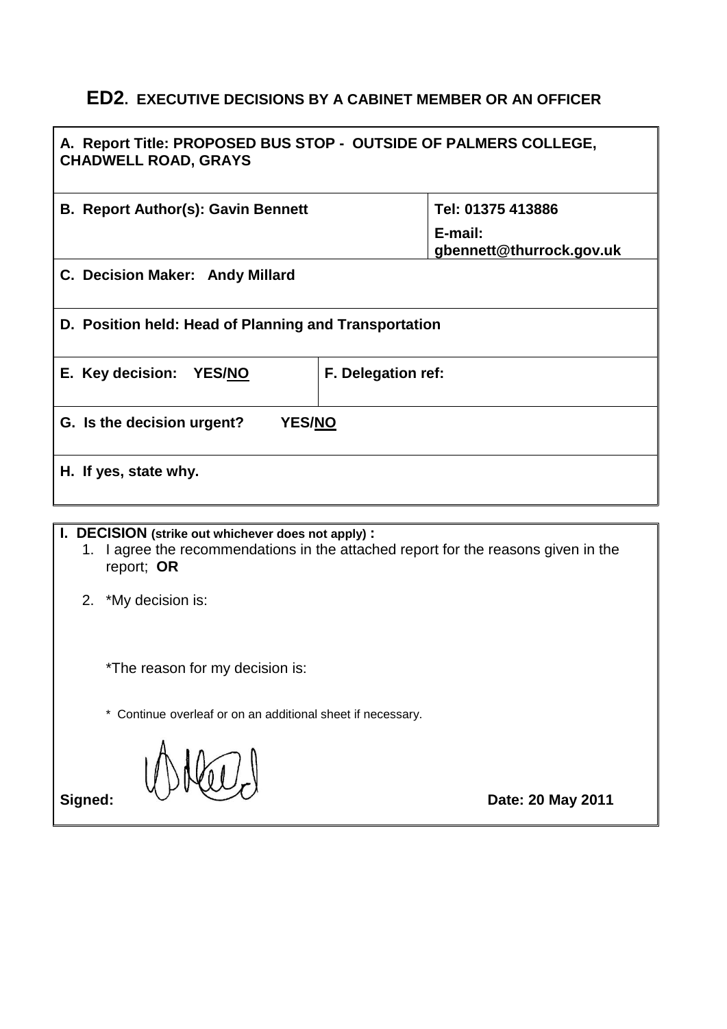# ED2. EXECUTIVE DECISIONS BY A CABINET MEMBER OR AN OFFICER

| | | |
|---|---|---|
| **A. Report Title: PROPOSED BUS STOP - OUTSIDE OF PALMERS COLLEGE, CHADWELL ROAD, GRAYS** | | |
| **B. Report Author(s): Gavin Bennett** | | **Tel: 01375 413886**<br>**E-mail: gbennett@thurrock.gov.uk** |
| **C. Decision Maker: Andy Millard** | | |
| **D. Position held: Head of Planning and Transportation** | | |
| **E. Key decision: YES/<u>NO</u>** | **F. Delegation ref:** | |
| **G. Is the decision urgent? YES/<u>NO</u>** | | |
| **H. If yes, state why.** | | |

**I. DECISION (strike out whichever does not apply) :**

1. I agree the recommendations in the attached report for the reasons given in the report; **OR**

2. *My decision is:

   *The reason for my decision is:

   * Continue overleaf or on an additional sheet if necessary.

**Signed:** **Date: 20 May 2011**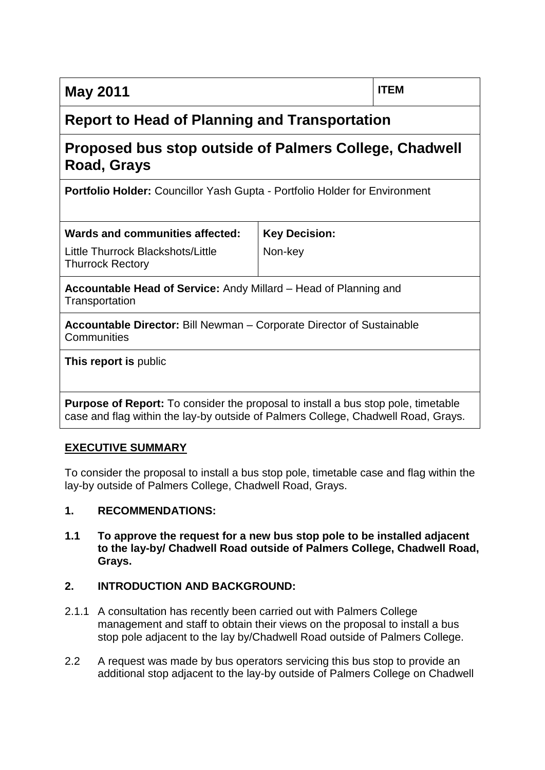| **May 2011** | **ITEM** |
|---|---|

## Report to Head of Planning and Transportation

## Proposed bus stop outside of Palmers College, Chadwell Road, Grays

**Portfolio Holder:** Councillor Yash Gupta - Portfolio Holder for Environment

| **Wards and communities affected:** | **Key Decision:** |
|---|---|
| Little Thurrock Blackshots/Little Thurrock Rectory | Non-key |

**Accountable Head of Service:** Andy Millard – Head of Planning and Transportation

**Accountable Director:** Bill Newman – Corporate Director of Sustainable Communities

**This report is** public

**Purpose of Report:** To consider the proposal to install a bus stop pole, timetable case and flag within the lay-by outside of Palmers College, Chadwell Road, Grays.

**EXECUTIVE SUMMARY**

To consider the proposal to install a bus stop pole, timetable case and flag within the lay-by outside of Palmers College, Chadwell Road, Grays.

**1. RECOMMENDATIONS:**

**1.1 To approve the request for a new bus stop pole to be installed adjacent to the lay-by/ Chadwell Road outside of Palmers College, Chadwell Road, Grays.**

**2. INTRODUCTION AND BACKGROUND:**

2.1.1 A consultation has recently been carried out with Palmers College management and staff to obtain their views on the proposal to install a bus stop pole adjacent to the lay by/Chadwell Road outside of Palmers College.

2.2 A request was made by bus operators servicing this bus stop to provide an additional stop adjacent to the lay-by outside of Palmers College on Chadwell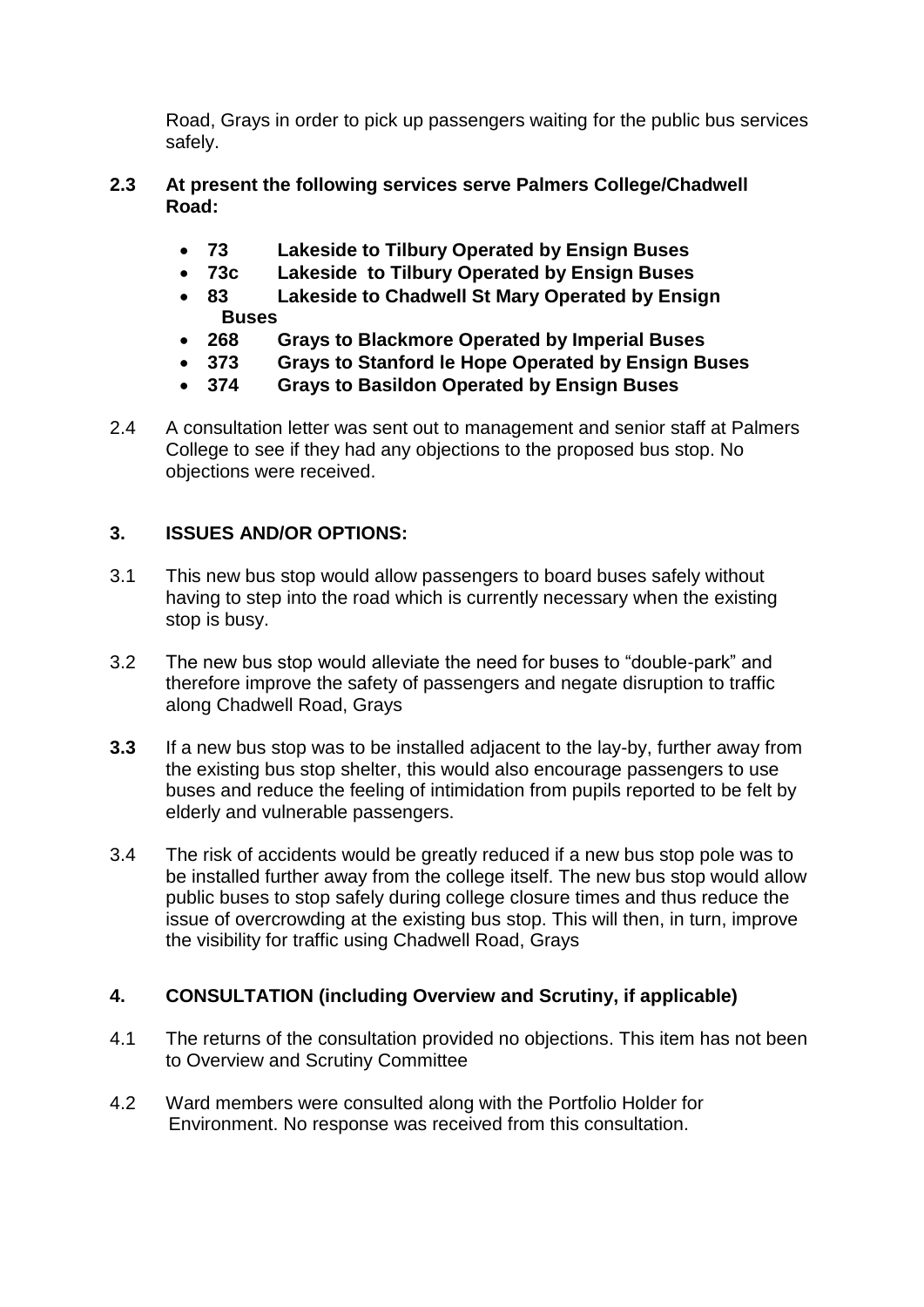Road, Grays in order to pick up passengers waiting for the public bus services safely.

**2.3 At present the following services serve Palmers College/Chadwell Road:**

- **73 Lakeside to Tilbury Operated by Ensign Buses**
- **73c Lakeside to Tilbury Operated by Ensign Buses**
- **83 Lakeside to Chadwell St Mary Operated by Ensign Buses**
- **268 Grays to Blackmore Operated by Imperial Buses**
- **373 Grays to Stanford le Hope Operated by Ensign Buses**
- **374 Grays to Basildon Operated by Ensign Buses**

2.4 A consultation letter was sent out to management and senior staff at Palmers College to see if they had any objections to the proposed bus stop. No objections were received.

## 3. ISSUES AND/OR OPTIONS:

3.1 This new bus stop would allow passengers to board buses safely without having to step into the road which is currently necessary when the existing stop is busy.

3.2 The new bus stop would alleviate the need for buses to "double-park" and therefore improve the safety of passengers and negate disruption to traffic along Chadwell Road, Grays

**3.3** If a new bus stop was to be installed adjacent to the lay-by, further away from the existing bus stop shelter, this would also encourage passengers to use buses and reduce the feeling of intimidation from pupils reported to be felt by elderly and vulnerable passengers.

3.4 The risk of accidents would be greatly reduced if a new bus stop pole was to be installed further away from the college itself. The new bus stop would allow public buses to stop safely during college closure times and thus reduce the issue of overcrowding at the existing bus stop. This will then, in turn, improve the visibility for traffic using Chadwell Road, Grays

## 4. CONSULTATION (including Overview and Scrutiny, if applicable)

4.1 The returns of the consultation provided no objections. This item has not been to Overview and Scrutiny Committee

4.2 Ward members were consulted along with the Portfolio Holder for Environment. No response was received from this consultation.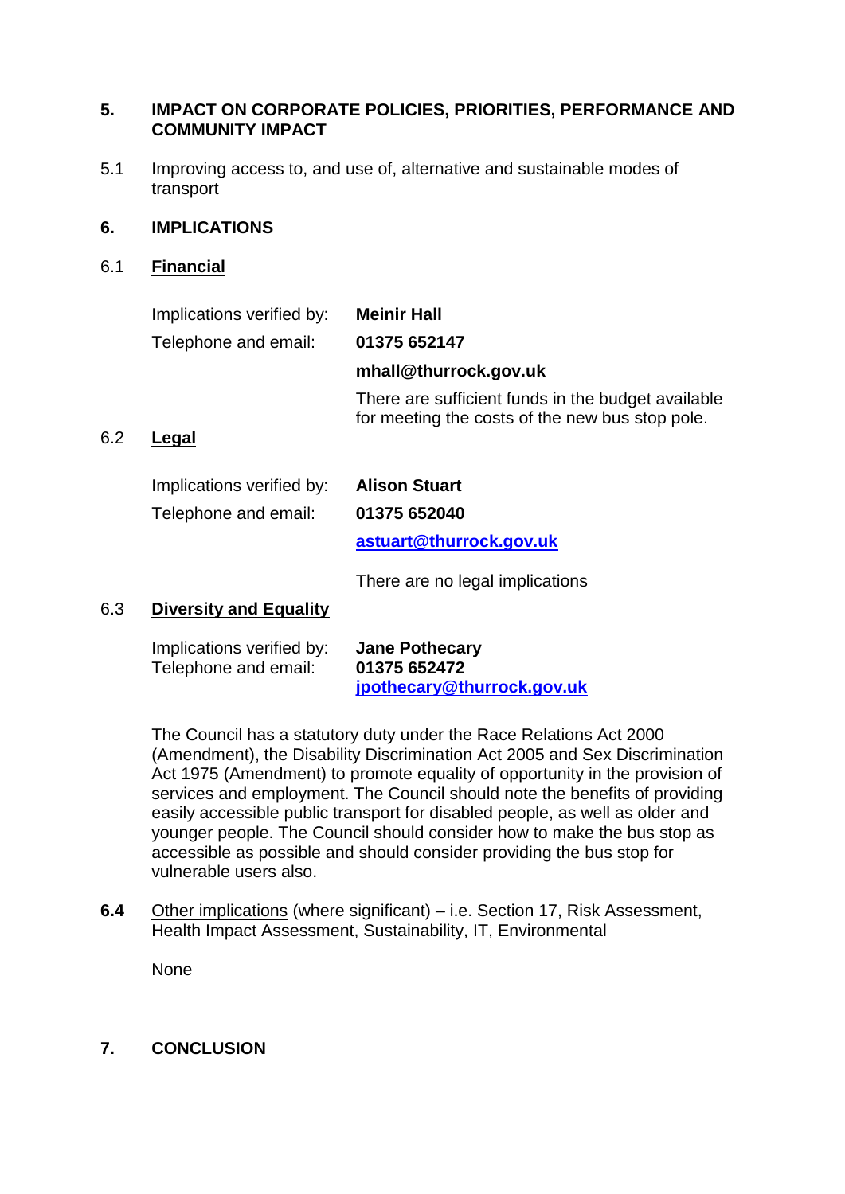## 5. IMPACT ON CORPORATE POLICIES, PRIORITIES, PERFORMANCE AND COMMUNITY IMPACT

5.1 Improving access to, and use of, alternative and sustainable modes of transport

## 6. IMPLICATIONS

### 6.1 Financial

Implications verified by: **Meinir Hall**

Telephone and email: **01375 652147**

**mhall@thurrock.gov.uk**

There are sufficient funds in the budget available for meeting the costs of the new bus stop pole.

### 6.2 Legal

Implications verified by: **Alison Stuart**

Telephone and email: **01375 652040**

**astuart@thurrock.gov.uk**

There are no legal implications

### 6.3 Diversity and Equality

Implications verified by: **Jane Pothecary**

Telephone and email: **01375 652472**

**jpothecary@thurrock.gov.uk**

The Council has a statutory duty under the Race Relations Act 2000 (Amendment), the Disability Discrimination Act 2005 and Sex Discrimination Act 1975 (Amendment) to promote equality of opportunity in the provision of services and employment. The Council should note the benefits of providing easily accessible public transport for disabled people, as well as older and younger people. The Council should consider how to make the bus stop as accessible as possible and should consider providing the bus stop for vulnerable users also.

**6.4** Other implications (where significant) – i.e. Section 17, Risk Assessment, Health Impact Assessment, Sustainability, IT, Environmental

None

## 7. CONCLUSION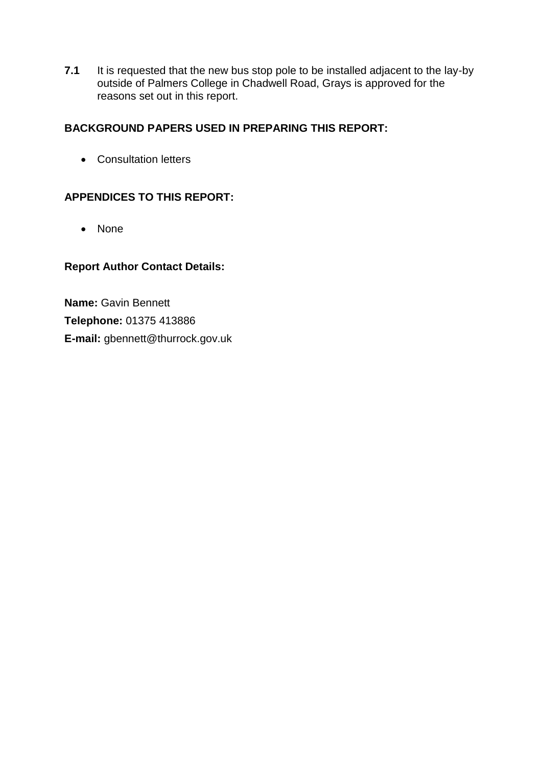**7.1** It is requested that the new bus stop pole to be installed adjacent to the lay-by outside of Palmers College in Chadwell Road, Grays is approved for the reasons set out in this report.

**BACKGROUND PAPERS USED IN PREPARING THIS REPORT:**

- Consultation letters

**APPENDICES TO THIS REPORT:**

- None

**Report Author Contact Details:**

**Name:** Gavin Bennett

**Telephone:** 01375 413886

**E-mail:** gbennett@thurrock.gov.uk